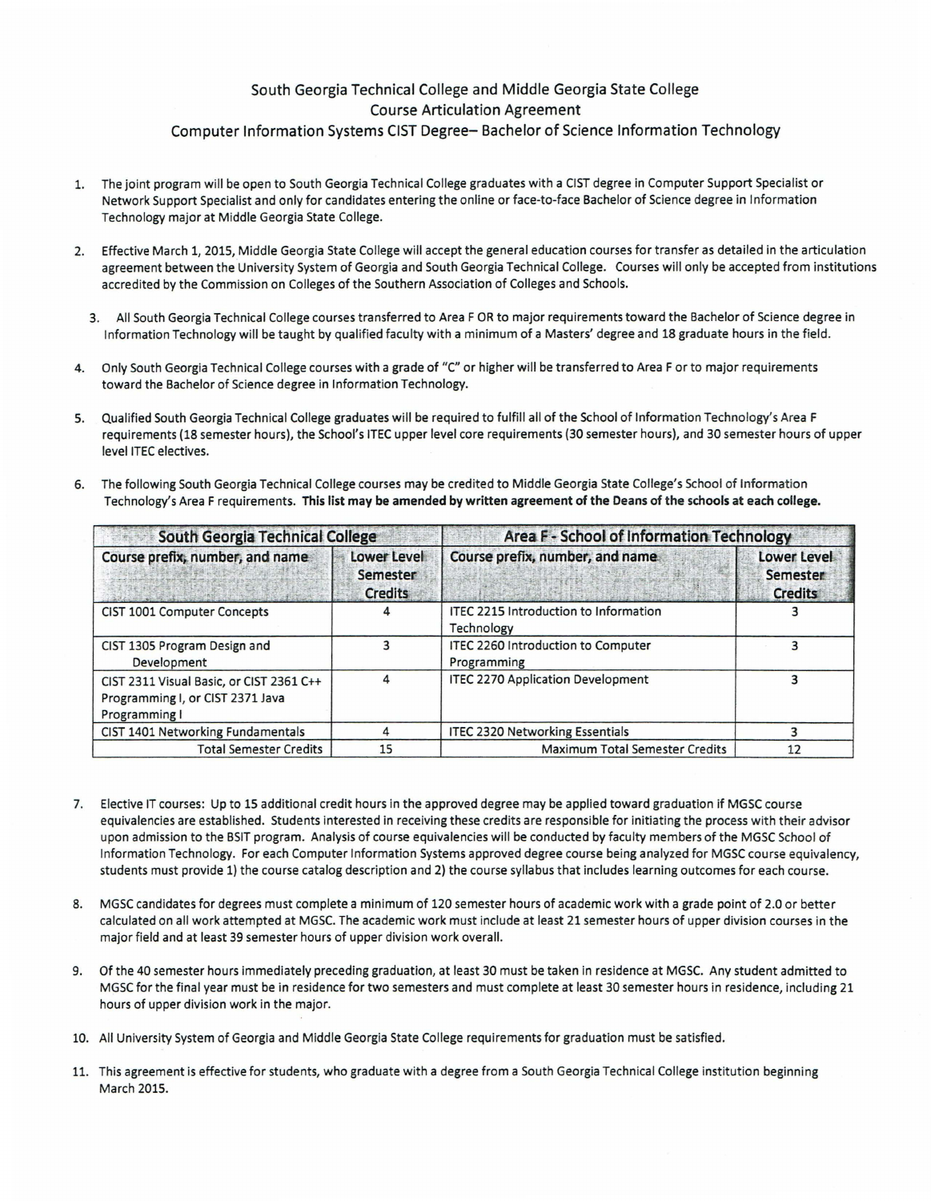# South Georgia Technical College and Middle Georgia State College
## Course Articulation Agreement
## Computer Information Systems CIST Degree– Bachelor of Science Information Technology

1. The joint program will be open to South Georgia Technical College graduates with a CIST degree in Computer Support Specialist or Network Support Specialist and only for candidates entering the online or face-to-face Bachelor of Science degree in Information Technology major at Middle Georgia State College.

2. Effective March 1, 2015, Middle Georgia State College will accept the general education courses for transfer as detailed in the articulation agreement between the University System of Georgia and South Georgia Technical College. Courses will only be accepted from institutions accredited by the Commission on Colleges of the Southern Association of Colleges and Schools.

3. All South Georgia Technical College courses transferred to Area F OR to major requirements toward the Bachelor of Science degree in Information Technology will be taught by qualified faculty with a minimum of a Masters' degree and 18 graduate hours in the field.

4. Only South Georgia Technical College courses with a grade of "C" or higher will be transferred to Area F or to major requirements toward the Bachelor of Science degree in Information Technology.

5. Qualified South Georgia Technical College graduates will be required to fulfill all of the School of Information Technology's Area F requirements (18 semester hours), the School's ITEC upper level core requirements (30 semester hours), and 30 semester hours of upper level ITEC electives.

6. The following South Georgia Technical College courses may be credited to Middle Georgia State College's School of Information Technology's Area F requirements. **This list may be amended by written agreement of the Deans of the schools at each college.**

| South Georgia Technical College | | Area F - School of Information Technology | |
|---|---|---|---|
| Course prefix, number, and name | Lower Level Semester Credits | Course prefix, number, and name | Lower Level Semester Credits |
| CIST 1001 Computer Concepts | 4 | ITEC 2215 Introduction to Information Technology | 3 |
| CIST 1305 Program Design and Development | 3 | ITEC 2260 Introduction to Computer Programming | 3 |
| CIST 2311 Visual Basic, or CIST 2361 C++ Programming I, or CIST 2371 Java Programming I | 4 | ITEC 2270 Application Development | 3 |
| CIST 1401 Networking Fundamentals | 4 | ITEC 2320 Networking Essentials | 3 |
| Total Semester Credits | 15 | Maximum Total Semester Credits | 12 |

7. Elective IT courses: Up to 15 additional credit hours in the approved degree may be applied toward graduation if MGSC course equivalencies are established. Students interested in receiving these credits are responsible for initiating the process with their advisor upon admission to the BSIT program. Analysis of course equivalencies will be conducted by faculty members of the MGSC School of Information Technology. For each Computer Information Systems approved degree course being analyzed for MGSC course equivalency, students must provide 1) the course catalog description and 2) the course syllabus that includes learning outcomes for each course.

8. MGSC candidates for degrees must complete a minimum of 120 semester hours of academic work with a grade point of 2.0 or better calculated on all work attempted at MGSC. The academic work must include at least 21 semester hours of upper division courses in the major field and at least 39 semester hours of upper division work overall.

9. Of the 40 semester hours immediately preceding graduation, at least 30 must be taken in residence at MGSC. Any student admitted to MGSC for the final year must be in residence for two semesters and must complete at least 30 semester hours in residence, including 21 hours of upper division work in the major.

10. All University System of Georgia and Middle Georgia State College requirements for graduation must be satisfied.

11. This agreement is effective for students, who graduate with a degree from a South Georgia Technical College institution beginning March 2015.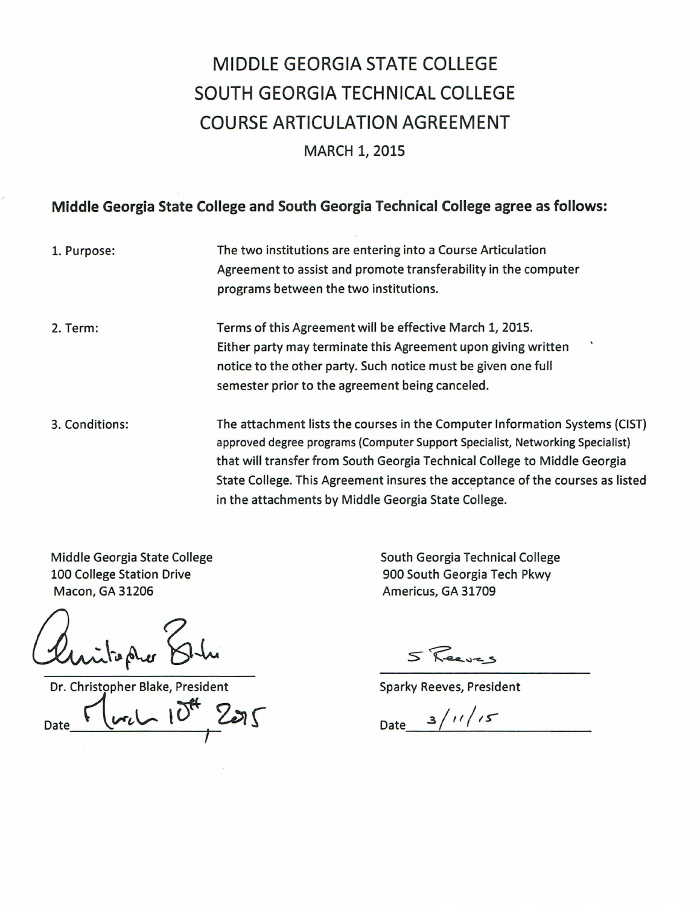# MIDDLE GEORGIA STATE COLLEGE
# SOUTH GEORGIA TECHNICAL COLLEGE
# COURSE ARTICULATION AGREEMENT

MARCH 1, 2015

**Middle Georgia State College and South Georgia Technical College agree as follows:**

| | |
|---|---|
| 1. Purpose: | The two institutions are entering into a Course Articulation Agreement to assist and promote transferability in the computer programs between the two institutions. |
| 2. Term: | Terms of this Agreement will be effective March 1, 2015. Either party may terminate this Agreement upon giving written notice to the other party. Such notice must be given one full semester prior to the agreement being canceled. |
| 3. Conditions: | The attachment lists the courses in the Computer Information Systems (CIST) approved degree programs (Computer Support Specialist, Networking Specialist) that will transfer from South Georgia Technical College to Middle Georgia State College. This Agreement insures the acceptance of the courses as listed in the attachments by Middle Georgia State College. |

Middle Georgia State College
100 College Station Drive
Macon, GA 31206

Christopher Blake

Dr. Christopher Blake, President

Date March 10th, 2015

South Georgia Technical College
900 South Georgia Tech Pkwy
Americus, GA 31709

S Reeves

Sparky Reeves, President

Date 3/11/15